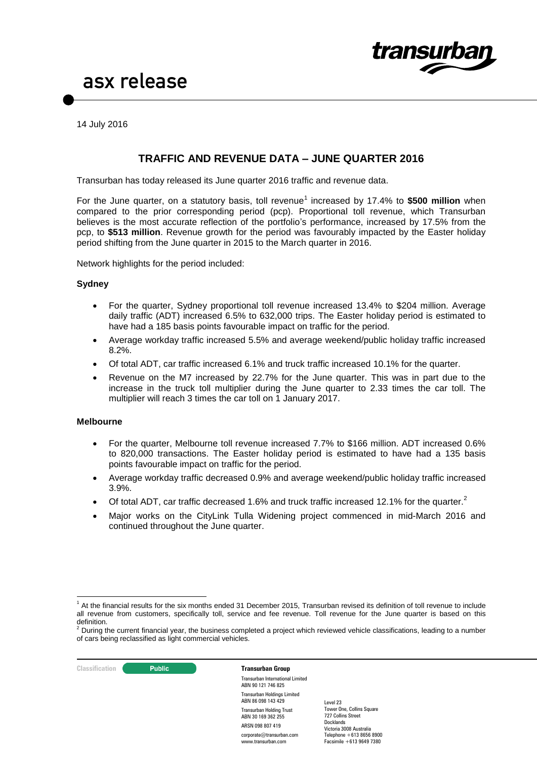asx release

14 July 2016

## TRAFFIC AND REVENUE DATA – JUNE QUARTER 2016

Transurban has today released its June quarter 2016 traffic and revenue data.

For the June quarter, on a statutory basis, toll revenue[1] increased by 17.4% to **$500 million** when compared to the prior corresponding period (pcp). Proportional toll revenue, which Transurban believes is the most accurate reflection of the portfolio's performance, increased by 17.5% from the pcp, to **$513 million**. Revenue growth for the period was favourably impacted by the Easter holiday period shifting from the June quarter in 2015 to the March quarter in 2016.

Network highlights for the period included:

### Sydney

- For the quarter, Sydney proportional toll revenue increased 13.4% to $204 million. Average daily traffic (ADT) increased 6.5% to 632,000 trips. The Easter holiday period is estimated to have had a 185 basis points favourable impact on traffic for the period.
- Average workday traffic increased 5.5% and average weekend/public holiday traffic increased 8.2%.
- Of total ADT, car traffic increased 6.1% and truck traffic increased 10.1% for the quarter.
- Revenue on the M7 increased by 22.7% for the June quarter. This was in part due to the increase in the truck toll multiplier during the June quarter to 2.33 times the car toll. The multiplier will reach 3 times the car toll on 1 January 2017.

### Melbourne

- For the quarter, Melbourne toll revenue increased 7.7% to $166 million. ADT increased 0.6% to 820,000 transactions. The Easter holiday period is estimated to have had a 135 basis points favourable impact on traffic for the period.
- Average workday traffic decreased 0.9% and average weekend/public holiday traffic increased 3.9%.
- Of total ADT, car traffic decreased 1.6% and truck traffic increased 12.1% for the quarter.[2]
- Major works on the CityLink Tulla Widening project commenced in mid-March 2016 and continued throughout the June quarter.

---

[1] At the financial results for the six months ended 31 December 2015, Transurban revised its definition of toll revenue to include all revenue from customers, specifically toll, service and fee revenue. Toll revenue for the June quarter is based on this definition.

[2] During the current financial year, the business completed a project which reviewed vehicle classifications, leading to a number of cars being reclassified as light commercial vehicles.

Classification: Public

**Transurban Group**

Transurban International Limited
ABN 90 121 746 825

Transurban Holdings Limited
ABN 86 098 143 429

Transurban Holding Trust
ABN 30 169 362 255

ARSN 098 807 419

corporate@transurban.com
www.transurban.com

Level 23
Tower One, Collins Square
727 Collins Street
Docklands
Victoria 3008 Australia
Telephone +613 8656 8900
Facsimile +613 9649 7380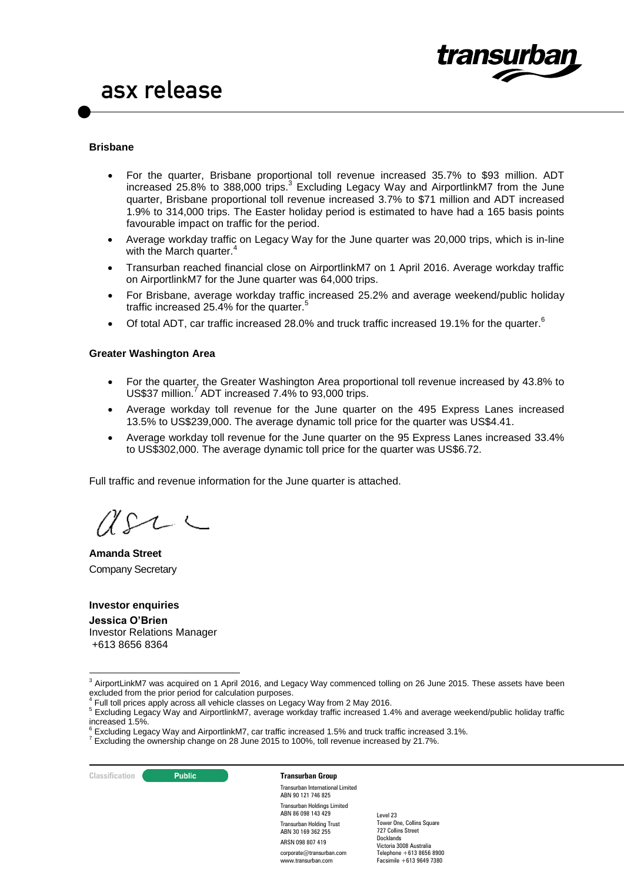### Brisbane

- For the quarter, Brisbane proportional toll revenue increased 35.7% to $93 million. ADT increased 25.8% to 388,000 trips.[3] Excluding Legacy Way and AirportlinkM7 from the June quarter, Brisbane proportional toll revenue increased 3.7% to $71 million and ADT increased 1.9% to 314,000 trips. The Easter holiday period is estimated to have had a 165 basis points favourable impact on traffic for the period.
- Average workday traffic on Legacy Way for the June quarter was 20,000 trips, which is in-line with the March quarter.[4]
- Transurban reached financial close on AirportlinkM7 on 1 April 2016. Average workday traffic on AirportlinkM7 for the June quarter was 64,000 trips.
- For Brisbane, average workday traffic increased 25.2% and average weekend/public holiday traffic increased 25.4% for the quarter.[5]
- Of total ADT, car traffic increased 28.0% and truck traffic increased 19.1% for the quarter.[6]

### Greater Washington Area

- For the quarter, the Greater Washington Area proportional toll revenue increased by 43.8% to US$37 million.[7] ADT increased 7.4% to 93,000 trips.
- Average workday toll revenue for the June quarter on the 495 Express Lanes increased 13.5% to US$239,000. The average dynamic toll price for the quarter was US$4.41.
- Average workday toll revenue for the June quarter on the 95 Express Lanes increased 33.4% to US$302,000. The average dynamic toll price for the quarter was US$6.72.

Full traffic and revenue information for the June quarter is attached.

**Amanda Street**
Company Secretary

**Investor enquiries**
**Jessica O'Brien**
Investor Relations Manager
+613 8656 8364

[3] AirportLinkM7 was acquired on 1 April 2016, and Legacy Way commenced tolling on 26 June 2015. These assets have been excluded from the prior period for calculation purposes.
[4] Full toll prices apply across all vehicle classes on Legacy Way from 2 May 2016.
[5] Excluding Legacy Way and AirportlinkM7, average workday traffic increased 1.4% and average weekend/public holiday traffic increased 1.5%.
[6] Excluding Legacy Way and AirportlinkM7, car traffic increased 1.5% and truck traffic increased 3.1%.
[7] Excluding the ownership change on 28 June 2015 to 100%, toll revenue increased by 21.7%.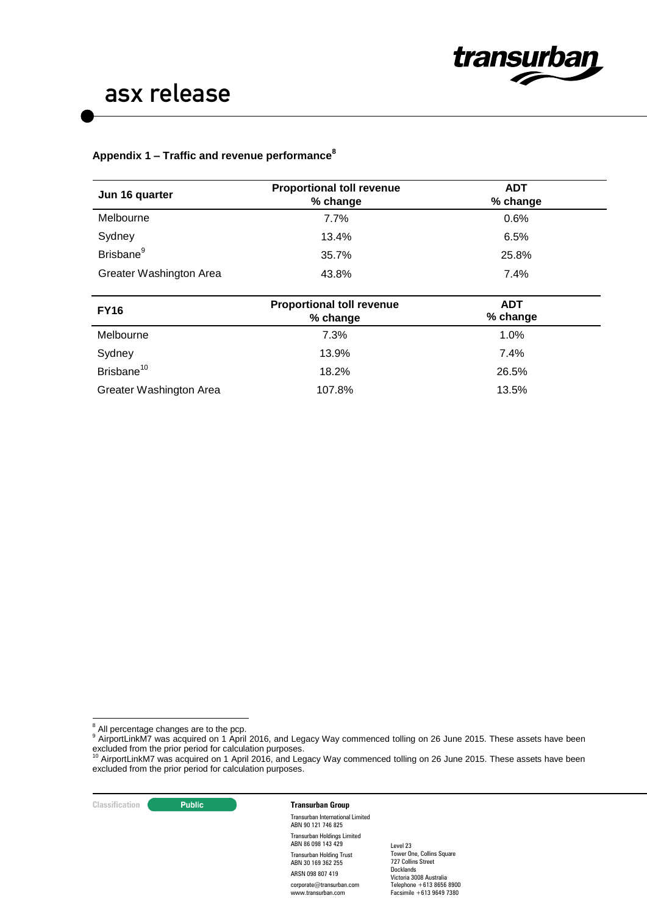## Appendix 1 – Traffic and revenue performance[8]

| Jun 16 quarter | Proportional toll revenue % change | ADT % change |
|---|---|---|
| Melbourne | 7.7% | 0.6% |
| Sydney | 13.4% | 6.5% |
| Brisbane[9] | 35.7% | 25.8% |
| Greater Washington Area | 43.8% | 7.4% |

| FY16 | Proportional toll revenue % change | ADT % change |
|---|---|---|
| Melbourne | 7.3% | 1.0% |
| Sydney | 13.9% | 7.4% |
| Brisbane[10] | 18.2% | 26.5% |
| Greater Washington Area | 107.8% | 13.5% |

[8] All percentage changes are to the pcp.

[9] AirportLinkM7 was acquired on 1 April 2016, and Legacy Way commenced tolling on 26 June 2015. These assets have been excluded from the prior period for calculation purposes.

[10] AirportLinkM7 was acquired on 1 April 2016, and Legacy Way commenced tolling on 26 June 2015. These assets have been excluded from the prior period for calculation purposes.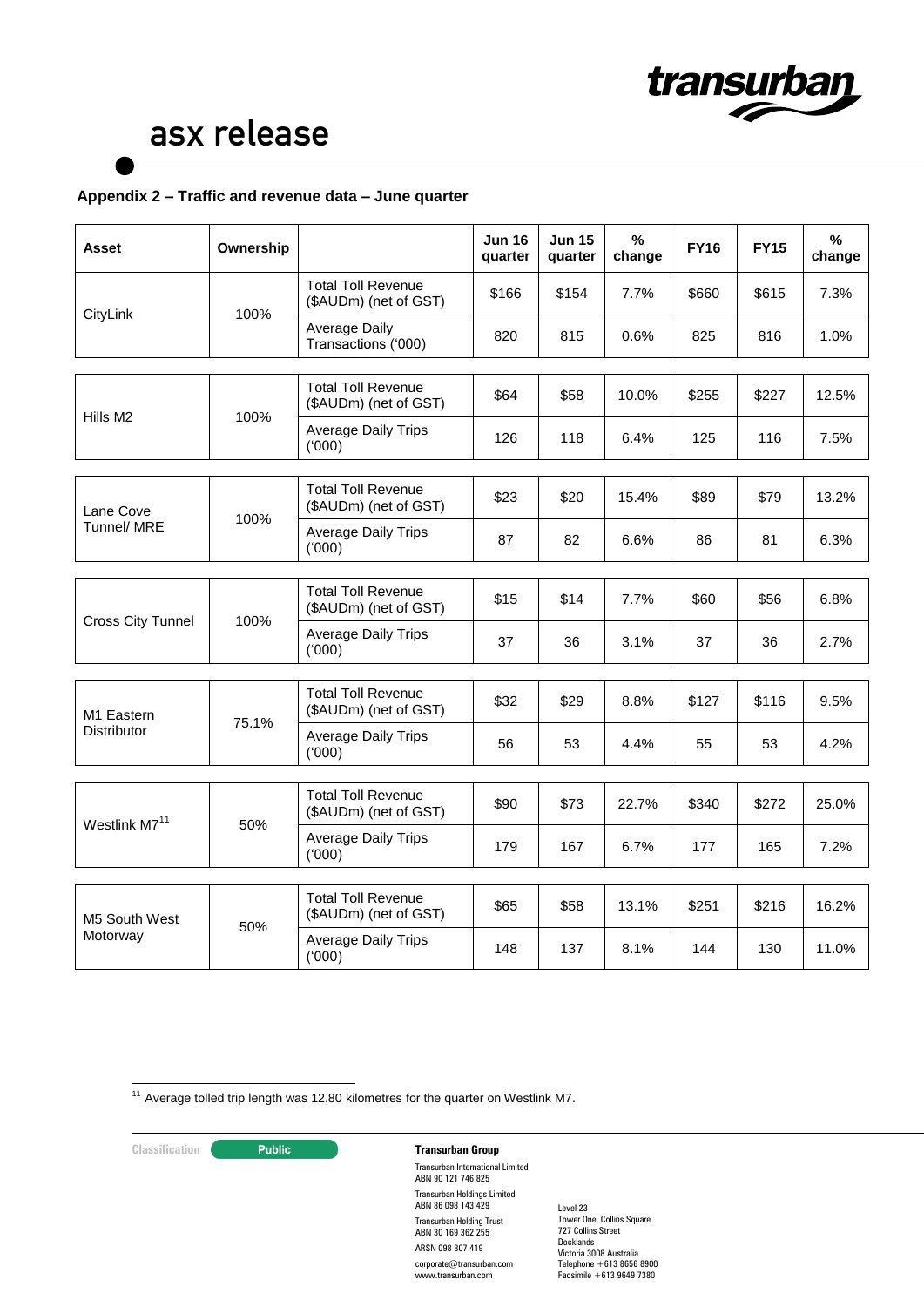## Appendix 2 – Traffic and revenue data – June quarter

| Asset | Ownership | | Jun 16 quarter | Jun 15 quarter | % change | FY16 | FY15 | % change |
|---|---|---|---|---|---|---|---|---|
| CityLink | 100% | Total Toll Revenue ($AUDm) (net of GST) | $166 | $154 | 7.7% | $660 | $615 | 7.3% |
| | | Average Daily Transactions ('000) | 820 | 815 | 0.6% | 825 | 816 | 1.0% |
| Hills M2 | 100% | Total Toll Revenue ($AUDm) (net of GST) | $64 | $58 | 10.0% | $255 | $227 | 12.5% |
| | | Average Daily Trips ('000) | 126 | 118 | 6.4% | 125 | 116 | 7.5% |
| Lane Cove Tunnel/ MRE | 100% | Total Toll Revenue ($AUDm) (net of GST) | $23 | $20 | 15.4% | $89 | $79 | 13.2% |
| | | Average Daily Trips ('000) | 87 | 82 | 6.6% | 86 | 81 | 6.3% |
| Cross City Tunnel | 100% | Total Toll Revenue ($AUDm) (net of GST) | $15 | $14 | 7.7% | $60 | $56 | 6.8% |
| | | Average Daily Trips ('000) | 37 | 36 | 3.1% | 37 | 36 | 2.7% |
| M1 Eastern Distributor | 75.1% | Total Toll Revenue ($AUDm) (net of GST) | $32 | $29 | 8.8% | $127 | $116 | 9.5% |
| | | Average Daily Trips ('000) | 56 | 53 | 4.4% | 55 | 53 | 4.2% |
| Westlink M7[11] | 50% | Total Toll Revenue ($AUDm) (net of GST) | $90 | $73 | 22.7% | $340 | $272 | 25.0% |
| | | Average Daily Trips ('000) | 179 | 167 | 6.7% | 177 | 165 | 7.2% |
| M5 South West Motorway | 50% | Total Toll Revenue ($AUDm) (net of GST) | $65 | $58 | 13.1% | $251 | $216 | 16.2% |
| | | Average Daily Trips ('000) | 148 | 137 | 8.1% | 144 | 130 | 11.0% |

[11] Average tolled trip length was 12.80 kilometres for the quarter on Westlink M7.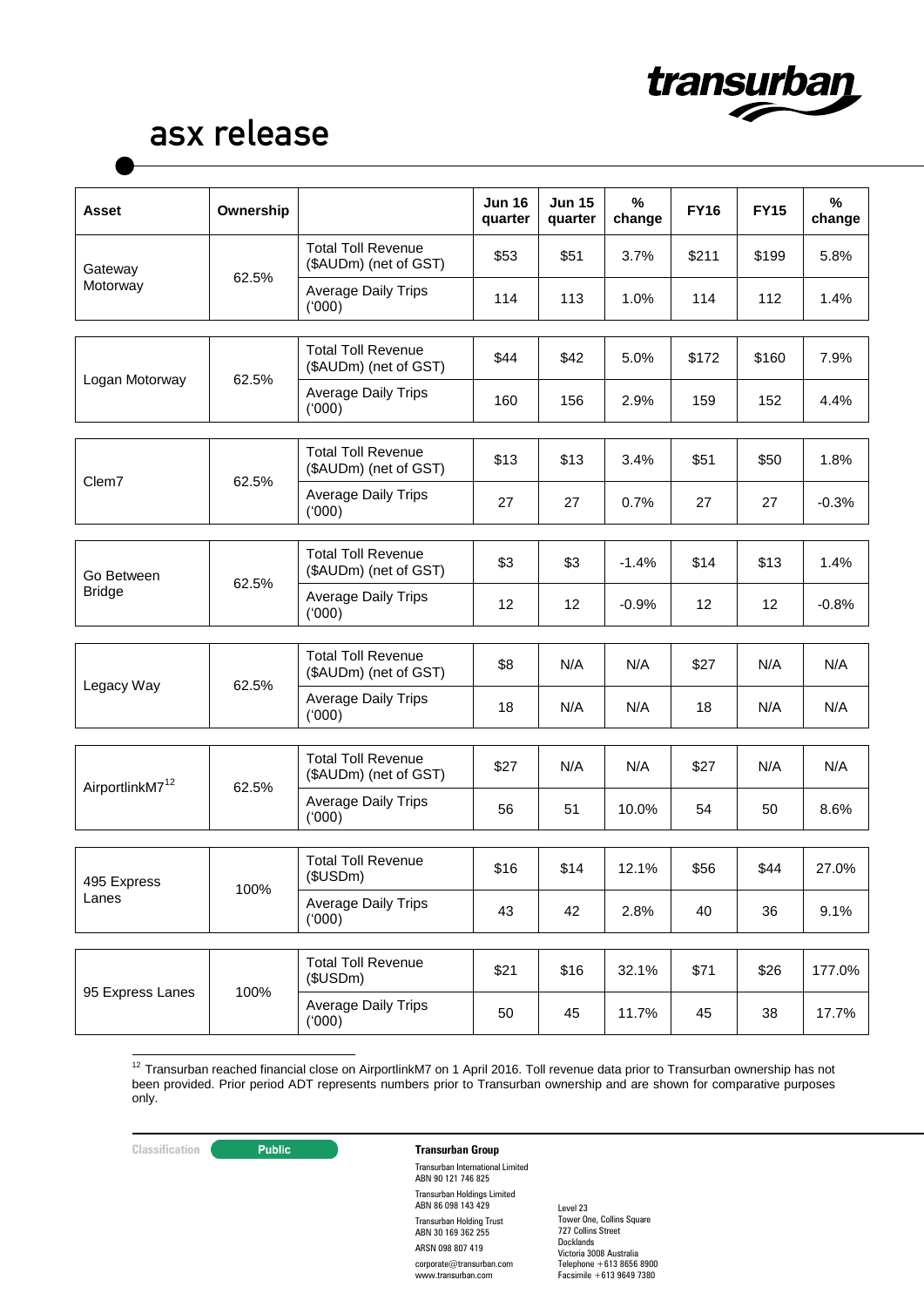| Asset | Ownership | | Jun 16 quarter | Jun 15 quarter | % change | FY16 | FY15 | % change |
|---|---|---|---|---|---|---|---|---|
| Gateway Motorway | 62.5% | Total Toll Revenue ($AUDm) (net of GST) | $53 | $51 | 3.7% | $211 | $199 | 5.8% |
| | | Average Daily Trips ('000) | 114 | 113 | 1.0% | 114 | 112 | 1.4% |
| Logan Motorway | 62.5% | Total Toll Revenue ($AUDm) (net of GST) | $44 | $42 | 5.0% | $172 | $160 | 7.9% |
| | | Average Daily Trips ('000) | 160 | 156 | 2.9% | 159 | 152 | 4.4% |
| Clem7 | 62.5% | Total Toll Revenue ($AUDm) (net of GST) | $13 | $13 | 3.4% | $51 | $50 | 1.8% |
| | | Average Daily Trips ('000) | 27 | 27 | 0.7% | 27 | 27 | -0.3% |
| Go Between Bridge | 62.5% | Total Toll Revenue ($AUDm) (net of GST) | $3 | $3 | -1.4% | $14 | $13 | 1.4% |
| | | Average Daily Trips ('000) | 12 | 12 | -0.9% | 12 | 12 | -0.8% |
| Legacy Way | 62.5% | Total Toll Revenue ($AUDm) (net of GST) | $8 | N/A | N/A | $27 | N/A | N/A |
| | | Average Daily Trips ('000) | 18 | N/A | N/A | 18 | N/A | N/A |
| AirportlinkM7[12] | 62.5% | Total Toll Revenue ($AUDm) (net of GST) | $27 | N/A | N/A | $27 | N/A | N/A |
| | | Average Daily Trips ('000) | 56 | 51 | 10.0% | 54 | 50 | 8.6% |
| 495 Express Lanes | 100% | Total Toll Revenue ($USDm) | $16 | $14 | 12.1% | $56 | $44 | 27.0% |
| | | Average Daily Trips ('000) | 43 | 42 | 2.8% | 40 | 36 | 9.1% |
| 95 Express Lanes | 100% | Total Toll Revenue ($USDm) | $21 | $16 | 32.1% | $71 | $26 | 177.0% |
| | | Average Daily Trips ('000) | 50 | 45 | 11.7% | 45 | 38 | 17.7% |

[12] Transurban reached financial close on AirportlinkM7 on 1 April 2016. Toll revenue data prior to Transurban ownership has not been provided. Prior period ADT represents numbers prior to Transurban ownership and are shown for comparative purposes only.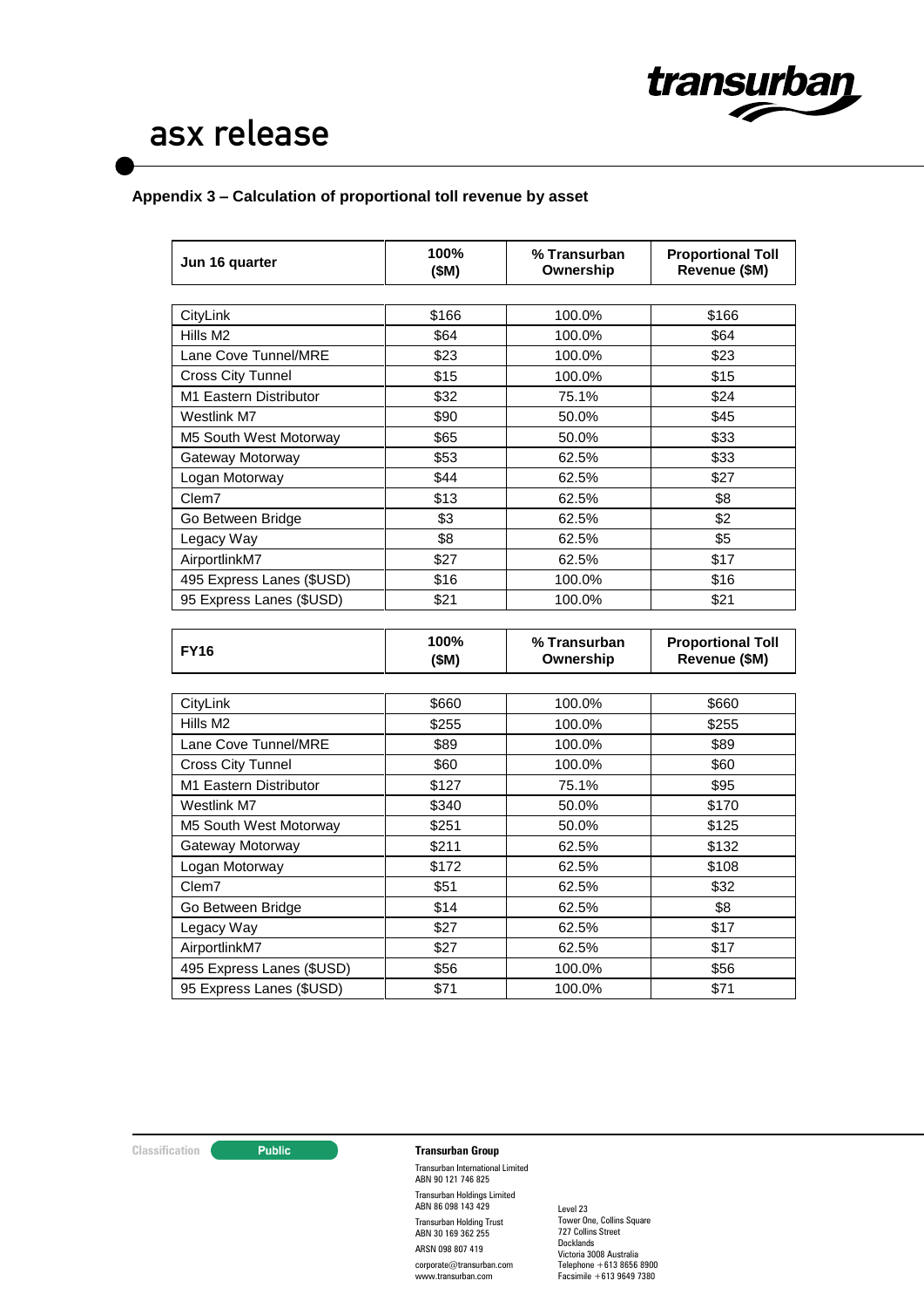## Appendix 3 – Calculation of proportional toll revenue by asset

| Jun 16 quarter | 100% ($M) | % Transurban Ownership | Proportional Toll Revenue ($M) |
|---|---|---|---|
| CityLink | $166 | 100.0% | $166 |
| Hills M2 | $64 | 100.0% | $64 |
| Lane Cove Tunnel/MRE | $23 | 100.0% | $23 |
| Cross City Tunnel | $15 | 100.0% | $15 |
| M1 Eastern Distributor | $32 | 75.1% | $24 |
| Westlink M7 | $90 | 50.0% | $45 |
| M5 South West Motorway | $65 | 50.0% | $33 |
| Gateway Motorway | $53 | 62.5% | $33 |
| Logan Motorway | $44 | 62.5% | $27 |
| Clem7 | $13 | 62.5% | $8 |
| Go Between Bridge | $3 | 62.5% | $2 |
| Legacy Way | $8 | 62.5% | $5 |
| AirportlinkM7 | $27 | 62.5% | $17 |
| 495 Express Lanes ($USD) | $16 | 100.0% | $16 |
| 95 Express Lanes ($USD) | $21 | 100.0% | $21 |

| FY16 | 100% ($M) | % Transurban Ownership | Proportional Toll Revenue ($M) |
|---|---|---|---|
| CityLink | $660 | 100.0% | $660 |
| Hills M2 | $255 | 100.0% | $255 |
| Lane Cove Tunnel/MRE | $89 | 100.0% | $89 |
| Cross City Tunnel | $60 | 100.0% | $60 |
| M1 Eastern Distributor | $127 | 75.1% | $95 |
| Westlink M7 | $340 | 50.0% | $170 |
| M5 South West Motorway | $251 | 50.0% | $125 |
| Gateway Motorway | $211 | 62.5% | $132 |
| Logan Motorway | $172 | 62.5% | $108 |
| Clem7 | $51 | 62.5% | $32 |
| Go Between Bridge | $14 | 62.5% | $8 |
| Legacy Way | $27 | 62.5% | $17 |
| AirportlinkM7 | $27 | 62.5% | $17 |
| 495 Express Lanes ($USD) | $56 | 100.0% | $56 |
| 95 Express Lanes ($USD) | $71 | 100.0% | $71 |